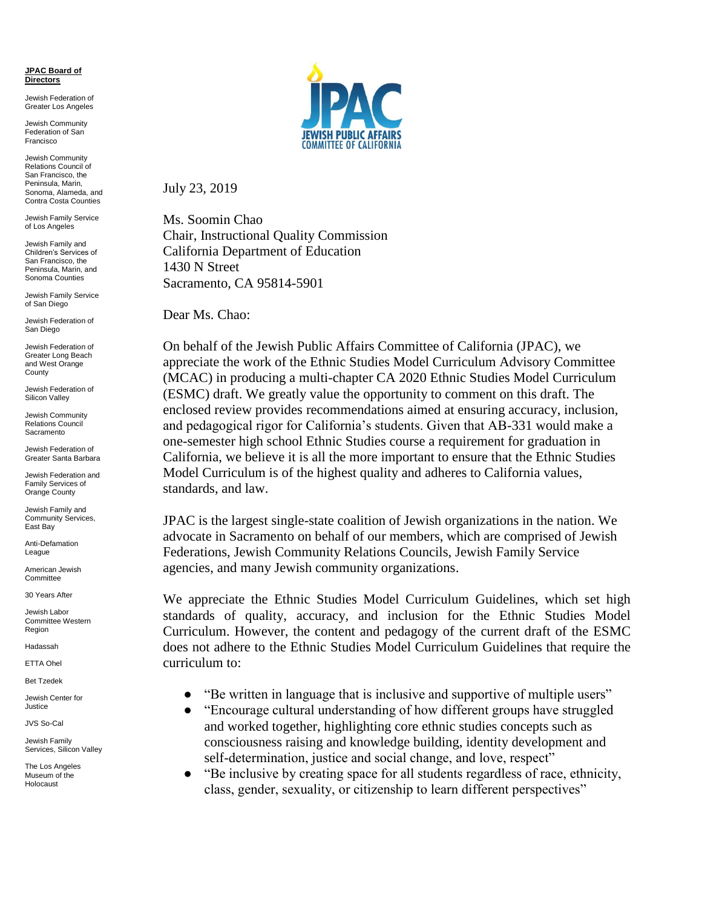**JPAC Board of Directors**

Jewish Federation of Greater Los Angeles

Jewish Community Federation of San Francisco

Jewish Community Relations Council of San Francisco, the Peninsula, Marin, Sonoma, Alameda, and Contra Costa Counties

Jewish Family Service of Los Angeles

Jewish Family and Children's Services of San Francisco, the Peninsula, Marin, and Sonoma Counties

Jewish Family Service of San Diego

Jewish Federation of San Diego

Jewish Federation of Greater Long Beach and West Orange County

Jewish Federation of Silicon Valley

Jewish Community Relations Council Sacramento

Jewish Federation of Greater Santa Barbara

Jewish Federation and Family Services of Orange County

Jewish Family and Community Services, East Bay

Anti-Defamation League

American Jewish Committee

30 Years After

Jewish Labor Committee Western Region

Hadassah

ETTA Ohel

Bet Tzedek

Jewish Center for Justice

JVS So-Cal

Jewish Family Services, Silicon Valley

The Los Angeles Museum of the Holocaust

JPAC
JEWISH PUBLIC AFFAIRS COMMITTEE OF CALIFORNIA

July 23, 2019

Ms. Soomin Chao
Chair, Instructional Quality Commission
California Department of Education
1430 N Street
Sacramento, CA 95814-5901

Dear Ms. Chao:

On behalf of the Jewish Public Affairs Committee of California (JPAC), we appreciate the work of the Ethnic Studies Model Curriculum Advisory Committee (MCAC) in producing a multi-chapter CA 2020 Ethnic Studies Model Curriculum (ESMC) draft. We greatly value the opportunity to comment on this draft. The enclosed review provides recommendations aimed at ensuring accuracy, inclusion, and pedagogical rigor for California's students. Given that AB-331 would make a one-semester high school Ethnic Studies course a requirement for graduation in California, we believe it is all the more important to ensure that the Ethnic Studies Model Curriculum is of the highest quality and adheres to California values, standards, and law.

JPAC is the largest single-state coalition of Jewish organizations in the nation. We advocate in Sacramento on behalf of our members, which are comprised of Jewish Federations, Jewish Community Relations Councils, Jewish Family Service agencies, and many Jewish community organizations.

We appreciate the Ethnic Studies Model Curriculum Guidelines, which set high standards of quality, accuracy, and inclusion for the Ethnic Studies Model Curriculum. However, the content and pedagogy of the current draft of the ESMC does not adhere to the Ethnic Studies Model Curriculum Guidelines that require the curriculum to:

- "Be written in language that is inclusive and supportive of multiple users"
- "Encourage cultural understanding of how different groups have struggled and worked together, highlighting core ethnic studies concepts such as consciousness raising and knowledge building, identity development and self-determination, justice and social change, and love, respect"
- "Be inclusive by creating space for all students regardless of race, ethnicity, class, gender, sexuality, or citizenship to learn different perspectives"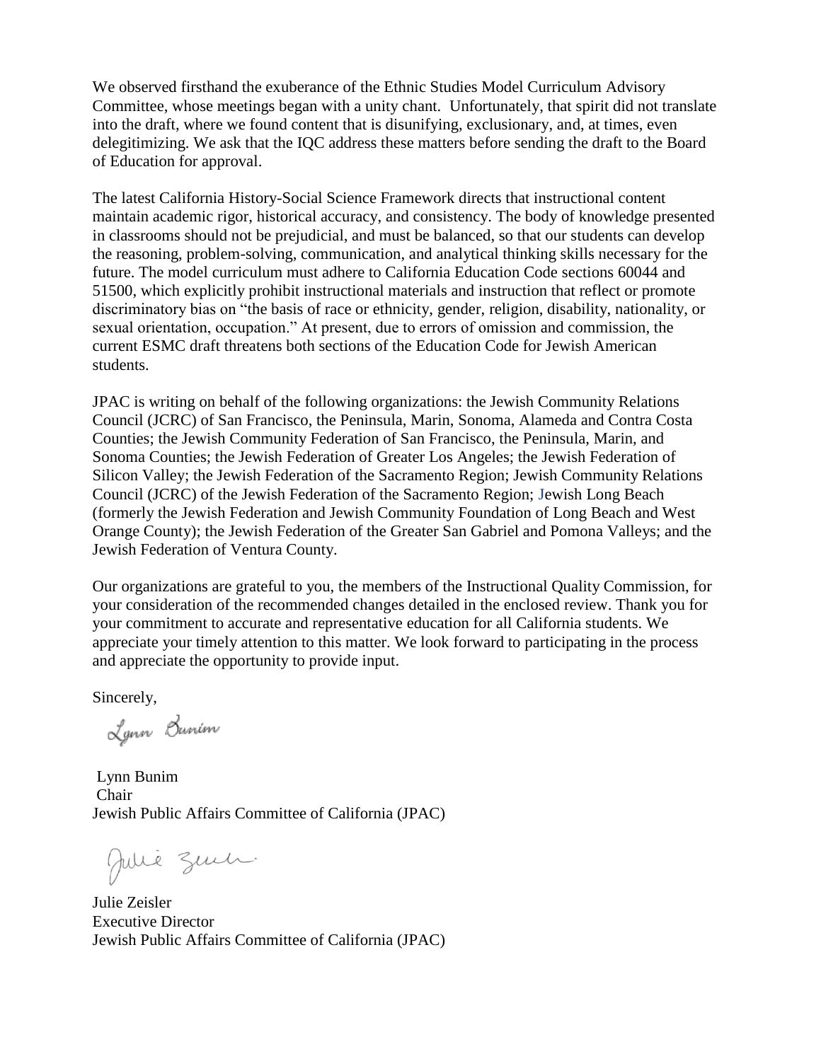We observed firsthand the exuberance of the Ethnic Studies Model Curriculum Advisory Committee, whose meetings began with a unity chant. Unfortunately, that spirit did not translate into the draft, where we found content that is disunifying, exclusionary, and, at times, even delegitimizing. We ask that the IQC address these matters before sending the draft to the Board of Education for approval.

The latest California History-Social Science Framework directs that instructional content maintain academic rigor, historical accuracy, and consistency. The body of knowledge presented in classrooms should not be prejudicial, and must be balanced, so that our students can develop the reasoning, problem-solving, communication, and analytical thinking skills necessary for the future. The model curriculum must adhere to California Education Code sections 60044 and 51500, which explicitly prohibit instructional materials and instruction that reflect or promote discriminatory bias on "the basis of race or ethnicity, gender, religion, disability, nationality, or sexual orientation, occupation." At present, due to errors of omission and commission, the current ESMC draft threatens both sections of the Education Code for Jewish American students.

JPAC is writing on behalf of the following organizations: the Jewish Community Relations Council (JCRC) of San Francisco, the Peninsula, Marin, Sonoma, Alameda and Contra Costa Counties; the Jewish Community Federation of San Francisco, the Peninsula, Marin, and Sonoma Counties; the Jewish Federation of Greater Los Angeles; the Jewish Federation of Silicon Valley; the Jewish Federation of the Sacramento Region; Jewish Community Relations Council (JCRC) of the Jewish Federation of the Sacramento Region; Jewish Long Beach (formerly the Jewish Federation and Jewish Community Foundation of Long Beach and West Orange County); the Jewish Federation of the Greater San Gabriel and Pomona Valleys; and the Jewish Federation of Ventura County.

Our organizations are grateful to you, the members of the Instructional Quality Commission, for your consideration of the recommended changes detailed in the enclosed review. Thank you for your commitment to accurate and representative education for all California students. We appreciate your timely attention to this matter. We look forward to participating in the process and appreciate the opportunity to provide input.

Sincerely,

Lynn Bunim
Chair
Jewish Public Affairs Committee of California (JPAC)

Julie Zeisler
Executive Director
Jewish Public Affairs Committee of California (JPAC)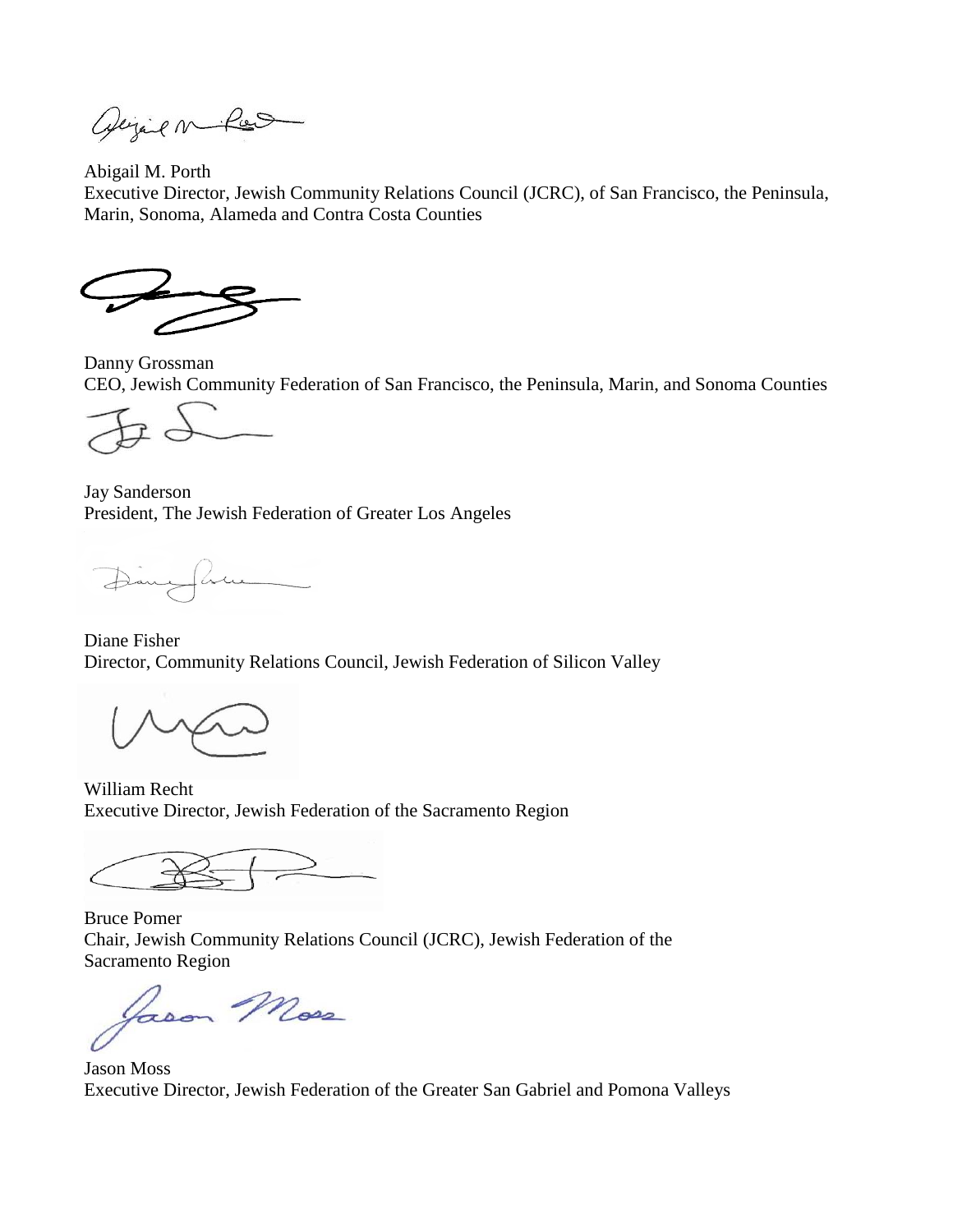Abigail M. Porth
Executive Director, Jewish Community Relations Council (JCRC), of San Francisco, the Peninsula, Marin, Sonoma, Alameda and Contra Costa Counties

Danny Grossman
CEO, Jewish Community Federation of San Francisco, the Peninsula, Marin, and Sonoma Counties

Jay Sanderson
President, The Jewish Federation of Greater Los Angeles

Diane Fisher
Director, Community Relations Council, Jewish Federation of Silicon Valley

William Recht
Executive Director, Jewish Federation of the Sacramento Region

Bruce Pomer
Chair, Jewish Community Relations Council (JCRC), Jewish Federation of the Sacramento Region

Jason Moss
Executive Director, Jewish Federation of the Greater San Gabriel and Pomona Valleys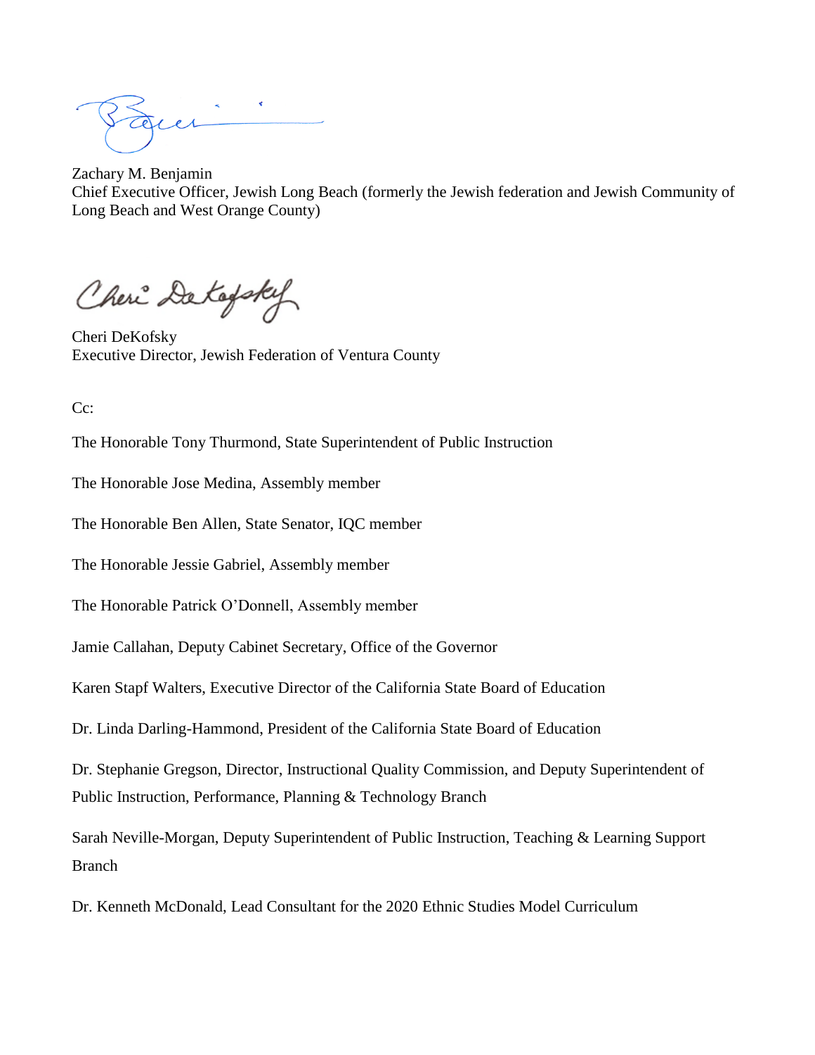Zachary M. Benjamin
Chief Executive Officer, Jewish Long Beach (formerly the Jewish federation and Jewish Community of Long Beach and West Orange County)

Cheri DeKofsky
Executive Director, Jewish Federation of Ventura County

Cc:

The Honorable Tony Thurmond, State Superintendent of Public Instruction

The Honorable Jose Medina, Assembly member

The Honorable Ben Allen, State Senator, IQC member

The Honorable Jessie Gabriel, Assembly member

The Honorable Patrick O'Donnell, Assembly member

Jamie Callahan, Deputy Cabinet Secretary, Office of the Governor

Karen Stapf Walters, Executive Director of the California State Board of Education

Dr. Linda Darling-Hammond, President of the California State Board of Education

Dr. Stephanie Gregson, Director, Instructional Quality Commission, and Deputy Superintendent of Public Instruction, Performance, Planning & Technology Branch

Sarah Neville-Morgan, Deputy Superintendent of Public Instruction, Teaching & Learning Support Branch

Dr. Kenneth McDonald, Lead Consultant for the 2020 Ethnic Studies Model Curriculum